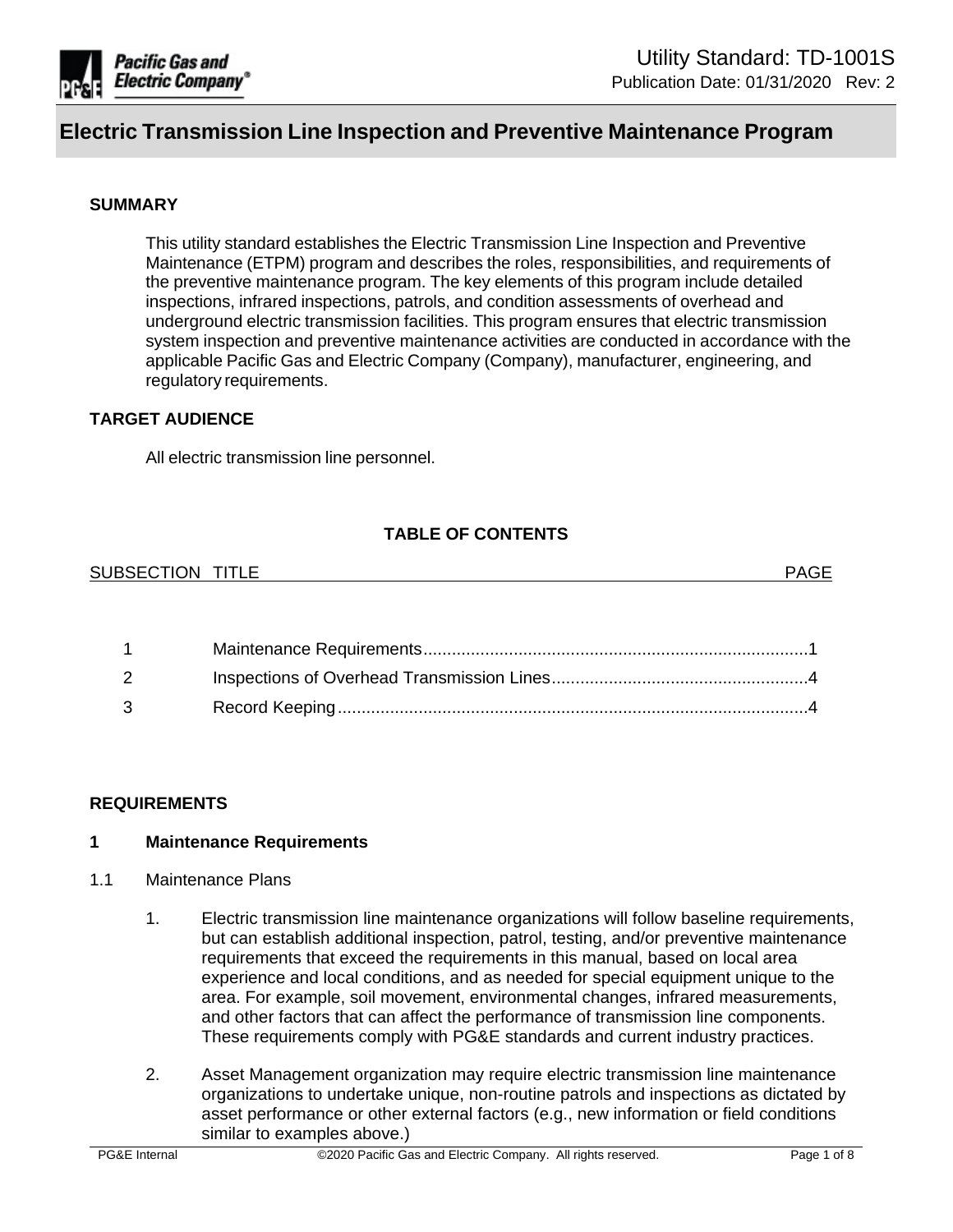# Utility Standard: TD-1001S

Publication Date: 01/31/2020 Rev: 2

## Electric Transmission Line Inspection and Preventive Maintenance Program

### SUMMARY

This utility standard establishes the Electric Transmission Line Inspection and Preventive Maintenance (ETPM) program and describes the roles, responsibilities, and requirements of the preventive maintenance program. The key elements of this program include detailed inspections, infrared inspections, patrols, and condition assessments of overhead and underground electric transmission facilities. This program ensures that electric transmission system inspection and preventive maintenance activities are conducted in accordance with the applicable Pacific Gas and Electric Company (Company), manufacturer, engineering, and regulatory requirements.

### TARGET AUDIENCE

All electric transmission line personnel.

### TABLE OF CONTENTS

| SUBSECTION | TITLE | PAGE |
|---|---|---|
| 1 | Maintenance Requirements | 1 |
| 2 | Inspections of Overhead Transmission Lines | 4 |
| 3 | Record Keeping | 4 |

### REQUIREMENTS

#### 1 Maintenance Requirements

1.1 Maintenance Plans

1. Electric transmission line maintenance organizations will follow baseline requirements, but can establish additional inspection, patrol, testing, and/or preventive maintenance requirements that exceed the requirements in this manual, based on local area experience and local conditions, and as needed for special equipment unique to the area. For example, soil movement, environmental changes, infrared measurements, and other factors that can affect the performance of transmission line components. These requirements comply with PG&E standards and current industry practices.

2. Asset Management organization may require electric transmission line maintenance organizations to undertake unique, non-routine patrols and inspections as dictated by asset performance or other external factors (e.g., new information or field conditions similar to examples above.)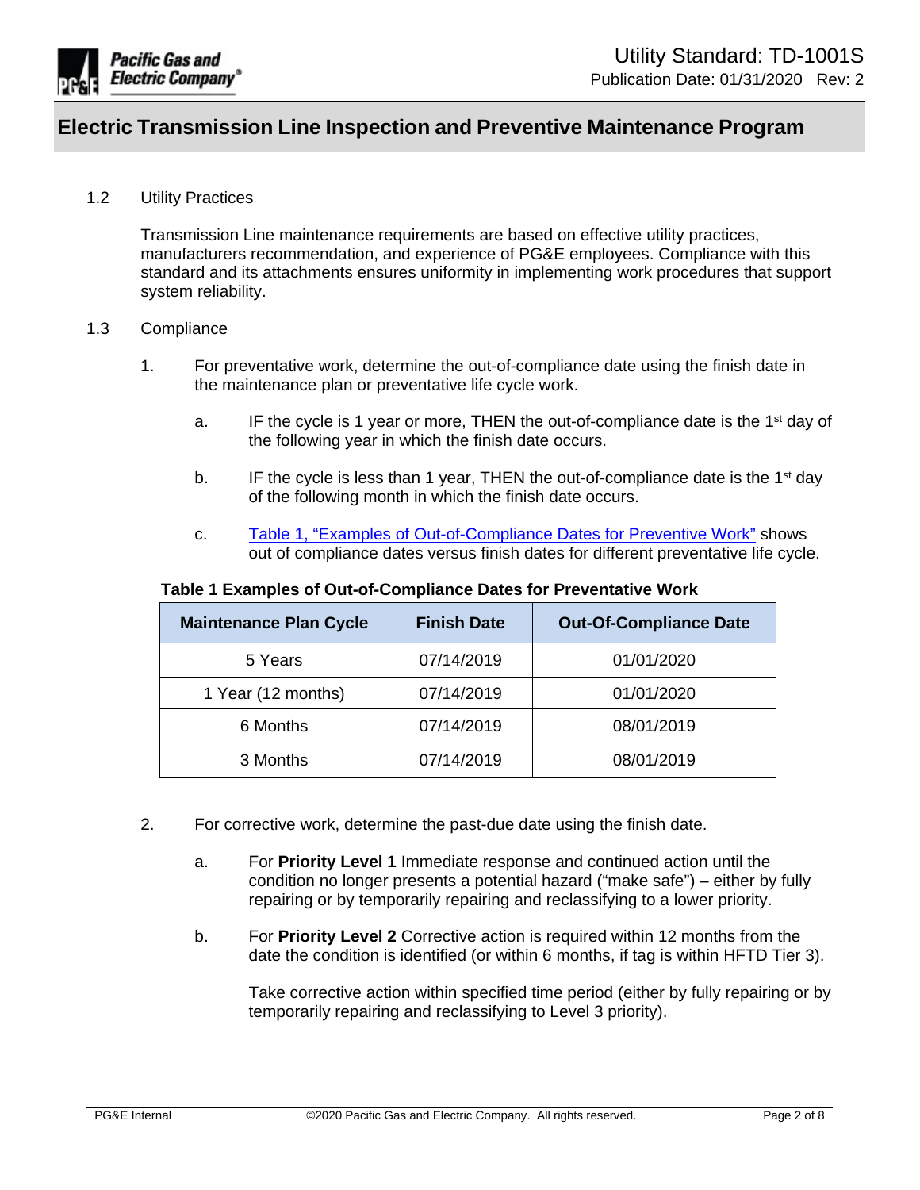## Electric Transmission Line Inspection and Preventive Maintenance Program

1.2 Utility Practices

Transmission Line maintenance requirements are based on effective utility practices, manufacturers recommendation, and experience of PG&E employees. Compliance with this standard and its attachments ensures uniformity in implementing work procedures that support system reliability.

1.3 Compliance

1. For preventative work, determine the out-of-compliance date using the finish date in the maintenance plan or preventative life cycle work.

   a. IF the cycle is 1 year or more, THEN the out-of-compliance date is the 1st day of the following year in which the finish date occurs.

   b. IF the cycle is less than 1 year, THEN the out-of-compliance date is the 1st day of the following month in which the finish date occurs.

   c. Table 1, "Examples of Out-of-Compliance Dates for Preventive Work" shows out of compliance dates versus finish dates for different preventative life cycle.

**Table 1 Examples of Out-of-Compliance Dates for Preventative Work**

| Maintenance Plan Cycle | Finish Date | Out-Of-Compliance Date |
|---|---|---|
| 5 Years | 07/14/2019 | 01/01/2020 |
| 1 Year (12 months) | 07/14/2019 | 01/01/2020 |
| 6 Months | 07/14/2019 | 08/01/2019 |
| 3 Months | 07/14/2019 | 08/01/2019 |

2. For corrective work, determine the past-due date using the finish date.

   a. For **Priority Level 1** Immediate response and continued action until the condition no longer presents a potential hazard ("make safe") – either by fully repairing or by temporarily repairing and reclassifying to a lower priority.

   b. For **Priority Level 2** Corrective action is required within 12 months from the date the condition is identified (or within 6 months, if tag is within HFTD Tier 3).

      Take corrective action within specified time period (either by fully repairing or by temporarily repairing and reclassifying to Level 3 priority).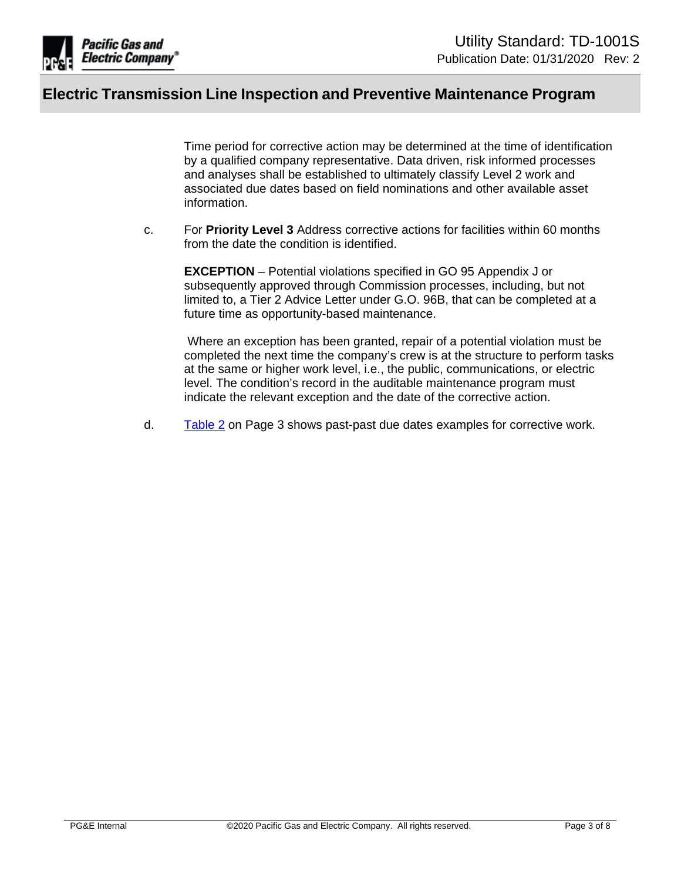Time period for corrective action may be determined at the time of identification by a qualified company representative. Data driven, risk informed processes and analyses shall be established to ultimately classify Level 2 work and associated due dates based on field nominations and other available asset information.

c. For **Priority Level 3** Address corrective actions for facilities within 60 months from the date the condition is identified.

   **EXCEPTION** – Potential violations specified in GO 95 Appendix J or subsequently approved through Commission processes, including, but not limited to, a Tier 2 Advice Letter under G.O. 96B, that can be completed at a future time as opportunity-based maintenance.

   Where an exception has been granted, repair of a potential violation must be completed the next time the company's crew is at the structure to perform tasks at the same or higher work level, i.e., the public, communications, or electric level. The condition's record in the auditable maintenance program must indicate the relevant exception and the date of the corrective action.

d. Table 2 on Page 3 shows past-past due dates examples for corrective work.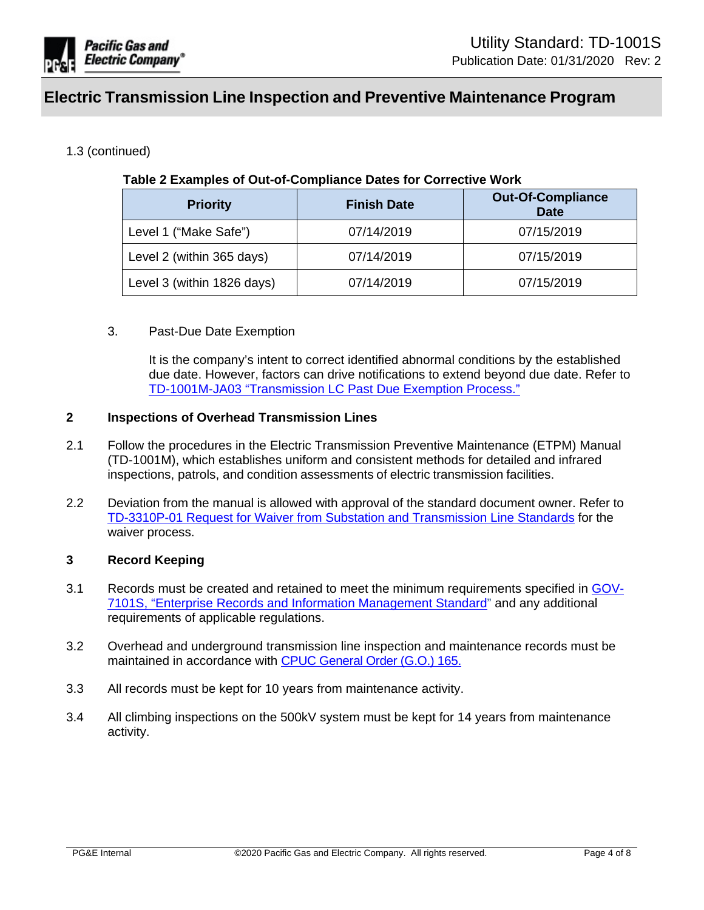1.3 (continued)

**Table 2 Examples of Out-of-Compliance Dates for Corrective Work**

| Priority | Finish Date | Out-Of-Compliance Date |
|---|---|---|
| Level 1 ("Make Safe") | 07/14/2019 | 07/15/2019 |
| Level 2 (within 365 days) | 07/14/2019 | 07/15/2019 |
| Level 3 (within 1826 days) | 07/14/2019 | 07/15/2019 |

3. Past-Due Date Exemption

   It is the company's intent to correct identified abnormal conditions by the established due date. However, factors can drive notifications to extend beyond due date. Refer to TD-1001M-JA03 "Transmission LC Past Due Exemption Process."

## 2 Inspections of Overhead Transmission Lines

2.1 Follow the procedures in the Electric Transmission Preventive Maintenance (ETPM) Manual (TD-1001M), which establishes uniform and consistent methods for detailed and infrared inspections, patrols, and condition assessments of electric transmission facilities.

2.2 Deviation from the manual is allowed with approval of the standard document owner. Refer to TD-3310P-01 Request for Waiver from Substation and Transmission Line Standards for the waiver process.

## 3 Record Keeping

3.1 Records must be created and retained to meet the minimum requirements specified in GOV-7101S, "Enterprise Records and Information Management Standard" and any additional requirements of applicable regulations.

3.2 Overhead and underground transmission line inspection and maintenance records must be maintained in accordance with CPUC General Order (G.O.) 165.

3.3 All records must be kept for 10 years from maintenance activity.

3.4 All climbing inspections on the 500kV system must be kept for 14 years from maintenance activity.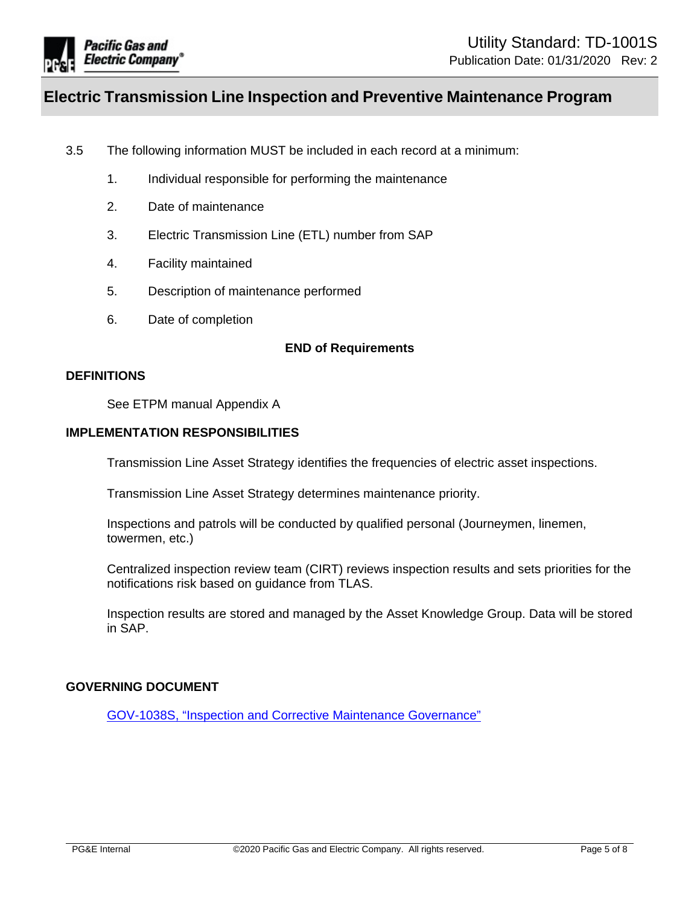3.5 The following information MUST be included in each record at a minimum:

1. Individual responsible for performing the maintenance
2. Date of maintenance
3. Electric Transmission Line (ETL) number from SAP
4. Facility maintained
5. Description of maintenance performed
6. Date of completion

**END of Requirements**

## DEFINITIONS

See ETPM manual Appendix A

## IMPLEMENTATION RESPONSIBILITIES

Transmission Line Asset Strategy identifies the frequencies of electric asset inspections.

Transmission Line Asset Strategy determines maintenance priority.

Inspections and patrols will be conducted by qualified personal (Journeymen, linemen, towermen, etc.)

Centralized inspection review team (CIRT) reviews inspection results and sets priorities for the notifications risk based on guidance from TLAS.

Inspection results are stored and managed by the Asset Knowledge Group. Data will be stored in SAP.

## GOVERNING DOCUMENT

GOV-1038S, "Inspection and Corrective Maintenance Governance"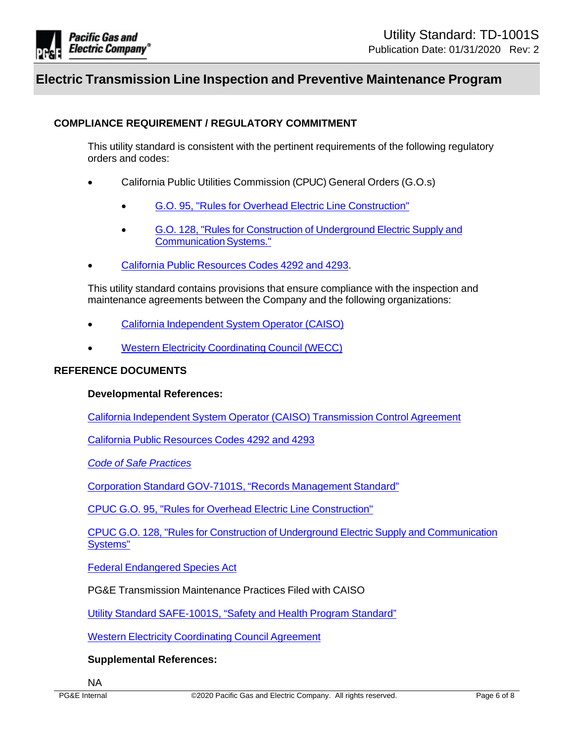## COMPLIANCE REQUIREMENT / REGULATORY COMMITMENT

This utility standard is consistent with the pertinent requirements of the following regulatory orders and codes:

- California Public Utilities Commission (CPUC) General Orders (G.O.s)
  - G.O. 95, "Rules for Overhead Electric Line Construction"
  - G.O. 128, "Rules for Construction of Underground Electric Supply and Communication Systems."
- California Public Resources Codes 4292 and 4293.

This utility standard contains provisions that ensure compliance with the inspection and maintenance agreements between the Company and the following organizations:

- California Independent System Operator (CAISO)
- Western Electricity Coordinating Council (WECC)

## REFERENCE DOCUMENTS

**Developmental References:**

California Independent System Operator (CAISO) Transmission Control Agreement

California Public Resources Codes 4292 and 4293

*Code of Safe Practices*

Corporation Standard GOV-7101S, "Records Management Standard"

CPUC G.O. 95, "Rules for Overhead Electric Line Construction"

CPUC G.O. 128, "Rules for Construction of Underground Electric Supply and Communication Systems"

Federal Endangered Species Act

PG&E Transmission Maintenance Practices Filed with CAISO

Utility Standard SAFE-1001S, "Safety and Health Program Standard"

Western Electricity Coordinating Council Agreement

**Supplemental References:**

NA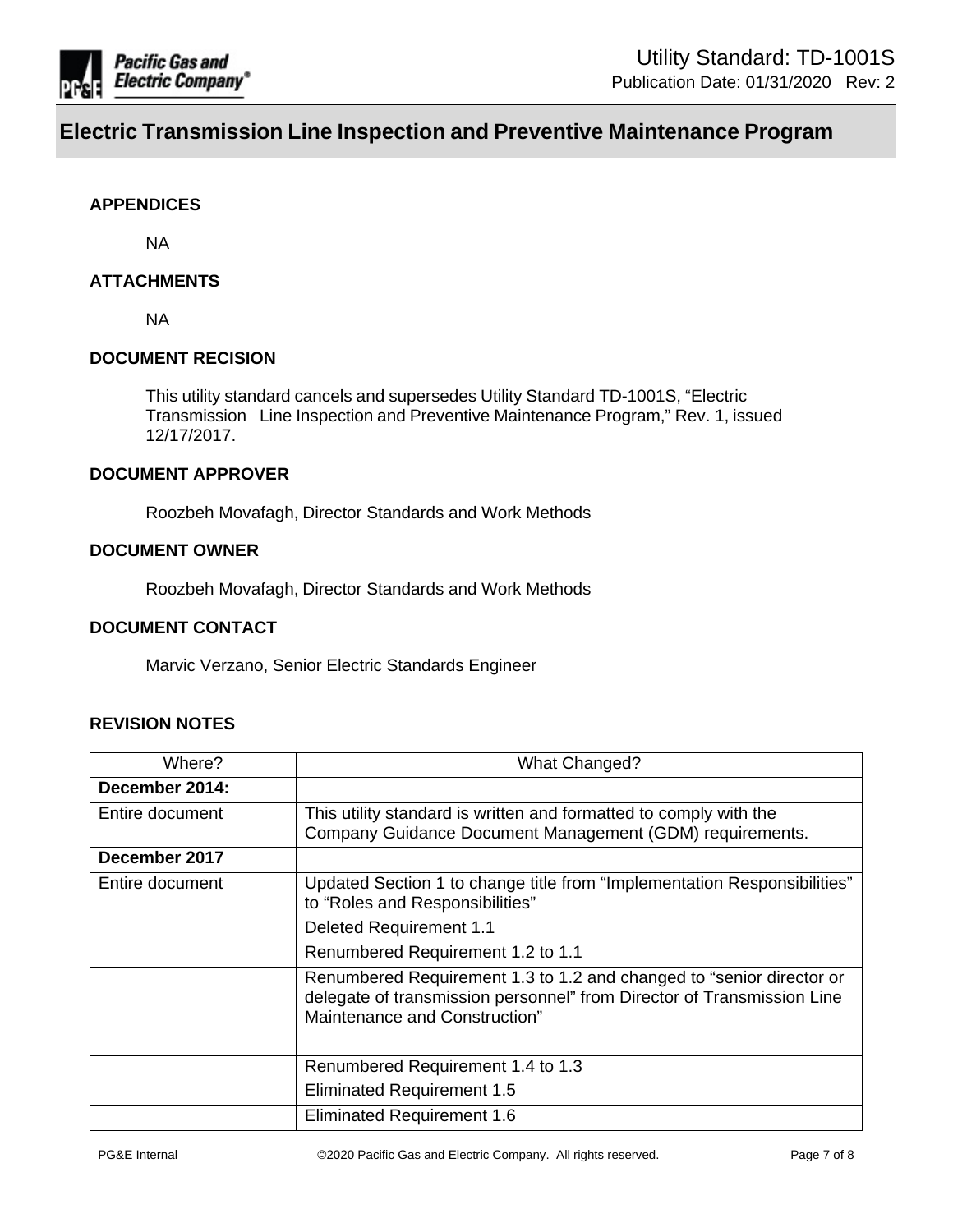### APPENDICES

NA

### ATTACHMENTS

NA

### DOCUMENT RECISION

This utility standard cancels and supersedes Utility Standard TD-1001S, “Electric Transmission Line Inspection and Preventive Maintenance Program,” Rev. 1, issued 12/17/2017.

### DOCUMENT APPROVER

Roozbeh Movafagh, Director Standards and Work Methods

### DOCUMENT OWNER

Roozbeh Movafagh, Director Standards and Work Methods

### DOCUMENT CONTACT

Marvic Verzano, Senior Electric Standards Engineer

### REVISION NOTES

| Where? | What Changed? |
|---|---|
| **December 2014:** | |
| Entire document | This utility standard is written and formatted to comply with the Company Guidance Document Management (GDM) requirements. |
| **December 2017** | |
| Entire document | Updated Section 1 to change title from “Implementation Responsibilities” to “Roles and Responsibilities” |
| | Deleted Requirement 1.1<br>Renumbered Requirement 1.2 to 1.1 |
| | Renumbered Requirement 1.3 to 1.2 and changed to “senior director or delegate of transmission personnel” from Director of Transmission Line Maintenance and Construction” |
| | Renumbered Requirement 1.4 to 1.3<br>Eliminated Requirement 1.5 |
| | Eliminated Requirement 1.6 |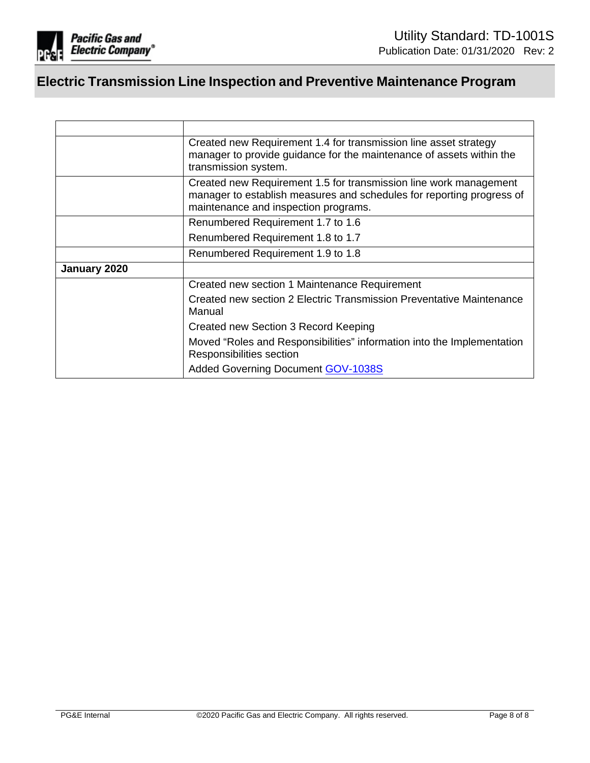| | |
|---|---|
| | Created new Requirement 1.4 for transmission line asset strategy manager to provide guidance for the maintenance of assets within the transmission system. |
| | Created new Requirement 1.5 for transmission line work management manager to establish measures and schedules for reporting progress of maintenance and inspection programs. |
| | Renumbered Requirement 1.7 to 1.6<br>Renumbered Requirement 1.8 to 1.7 |
| | Renumbered Requirement 1.9 to 1.8 |
| **January 2020** | |
| | Created new section 1 Maintenance Requirement<br>Created new section 2 Electric Transmission Preventative Maintenance Manual<br>Created new Section 3 Record Keeping<br>Moved "Roles and Responsibilities" information into the Implementation Responsibilities section<br>Added Governing Document GOV-1038S |